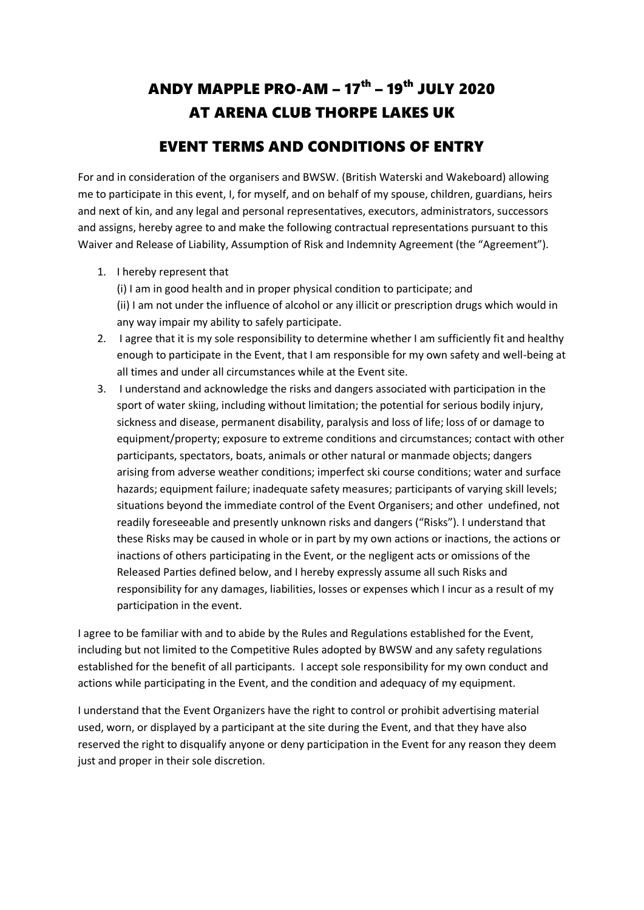# ANDY MAPPLE PRO-AM – 17th – 19th JULY 2020
# AT ARENA CLUB THORPE LAKES UK

## EVENT TERMS AND CONDITIONS OF ENTRY

For and in consideration of the organisers and BWSW. (British Waterski and Wakeboard) allowing me to participate in this event, I, for myself, and on behalf of my spouse, children, guardians, heirs and next of kin, and any legal and personal representatives, executors, administrators, successors and assigns, hereby agree to and make the following contractual representations pursuant to this Waiver and Release of Liability, Assumption of Risk and Indemnity Agreement (the "Agreement").

1. I hereby represent that
   (i) I am in good health and in proper physical condition to participate; and
   (ii) I am not under the influence of alcohol or any illicit or prescription drugs which would in any way impair my ability to safely participate.
2. I agree that it is my sole responsibility to determine whether I am sufficiently fit and healthy enough to participate in the Event, that I am responsible for my own safety and well-being at all times and under all circumstances while at the Event site.
3. I understand and acknowledge the risks and dangers associated with participation in the sport of water skiing, including without limitation; the potential for serious bodily injury, sickness and disease, permanent disability, paralysis and loss of life; loss of or damage to equipment/property; exposure to extreme conditions and circumstances; contact with other participants, spectators, boats, animals or other natural or manmade objects; dangers arising from adverse weather conditions; imperfect ski course conditions; water and surface hazards; equipment failure; inadequate safety measures; participants of varying skill levels; situations beyond the immediate control of the Event Organisers; and other undefined, not readily foreseeable and presently unknown risks and dangers ("Risks"). I understand that these Risks may be caused in whole or in part by my own actions or inactions, the actions or inactions of others participating in the Event, or the negligent acts or omissions of the Released Parties defined below, and I hereby expressly assume all such Risks and responsibility for any damages, liabilities, losses or expenses which I incur as a result of my participation in the event.

I agree to be familiar with and to abide by the Rules and Regulations established for the Event, including but not limited to the Competitive Rules adopted by BWSW and any safety regulations established for the benefit of all participants. I accept sole responsibility for my own conduct and actions while participating in the Event, and the condition and adequacy of my equipment.

I understand that the Event Organizers have the right to control or prohibit advertising material used, worn, or displayed by a participant at the site during the Event, and that they have also reserved the right to disqualify anyone or deny participation in the Event for any reason they deem just and proper in their sole discretion.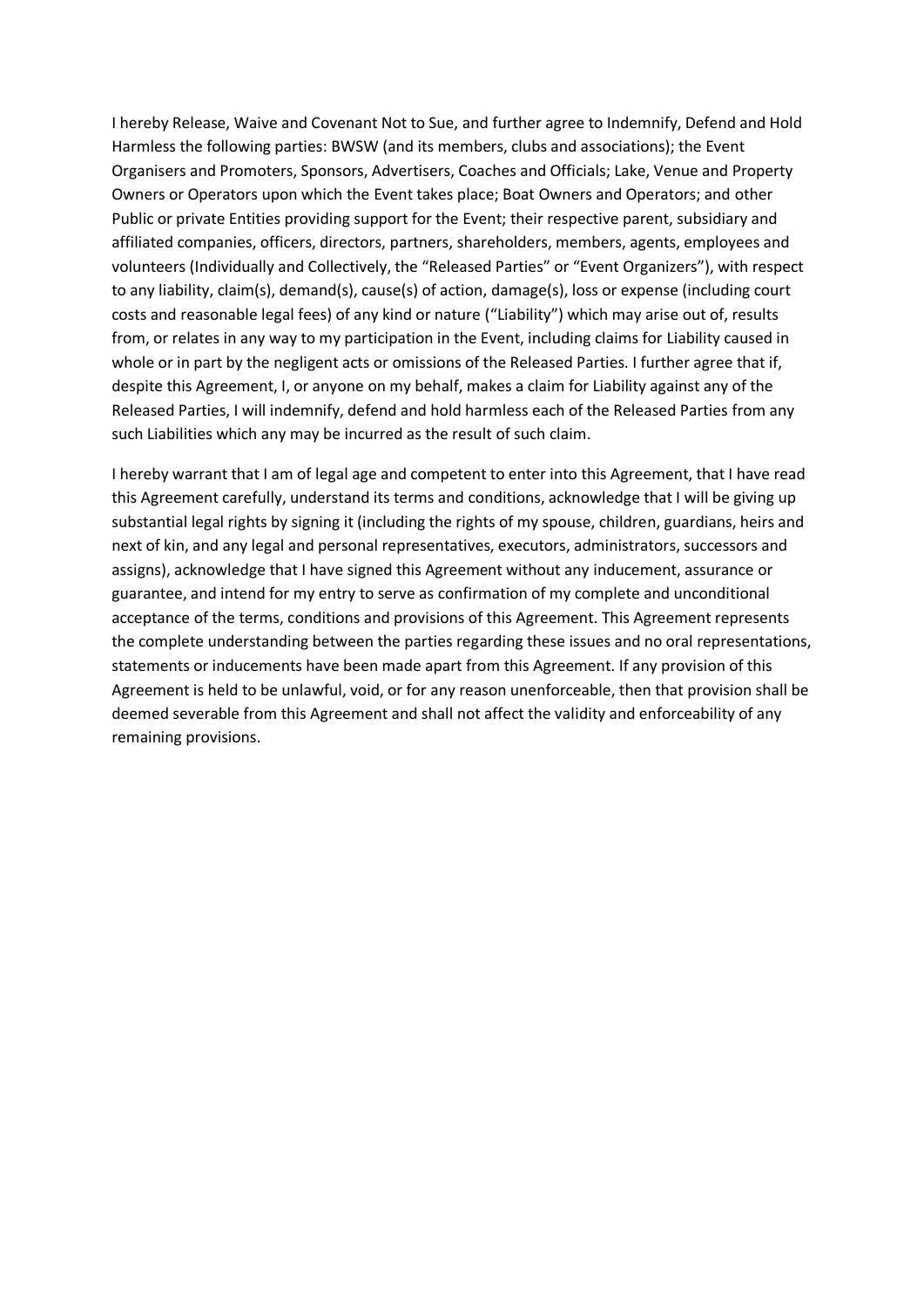I hereby Release, Waive and Covenant Not to Sue, and further agree to Indemnify, Defend and Hold Harmless the following parties: BWSW (and its members, clubs and associations); the Event Organisers and Promoters, Sponsors, Advertisers, Coaches and Officials; Lake, Venue and Property Owners or Operators upon which the Event takes place; Boat Owners and Operators; and other Public or private Entities providing support for the Event; their respective parent, subsidiary and affiliated companies, officers, directors, partners, shareholders, members, agents, employees and volunteers (Individually and Collectively, the "Released Parties" or "Event Organizers"), with respect to any liability, claim(s), demand(s), cause(s) of action, damage(s), loss or expense (including court costs and reasonable legal fees) of any kind or nature ("Liability") which may arise out of, results from, or relates in any way to my participation in the Event, including claims for Liability caused in whole or in part by the negligent acts or omissions of the Released Parties. I further agree that if, despite this Agreement, I, or anyone on my behalf, makes a claim for Liability against any of the Released Parties, I will indemnify, defend and hold harmless each of the Released Parties from any such Liabilities which any may be incurred as the result of such claim.

I hereby warrant that I am of legal age and competent to enter into this Agreement, that I have read this Agreement carefully, understand its terms and conditions, acknowledge that I will be giving up substantial legal rights by signing it (including the rights of my spouse, children, guardians, heirs and next of kin, and any legal and personal representatives, executors, administrators, successors and assigns), acknowledge that I have signed this Agreement without any inducement, assurance or guarantee, and intend for my entry to serve as confirmation of my complete and unconditional acceptance of the terms, conditions and provisions of this Agreement. This Agreement represents the complete understanding between the parties regarding these issues and no oral representations, statements or inducements have been made apart from this Agreement. If any provision of this Agreement is held to be unlawful, void, or for any reason unenforceable, then that provision shall be deemed severable from this Agreement and shall not affect the validity and enforceability of any remaining provisions.